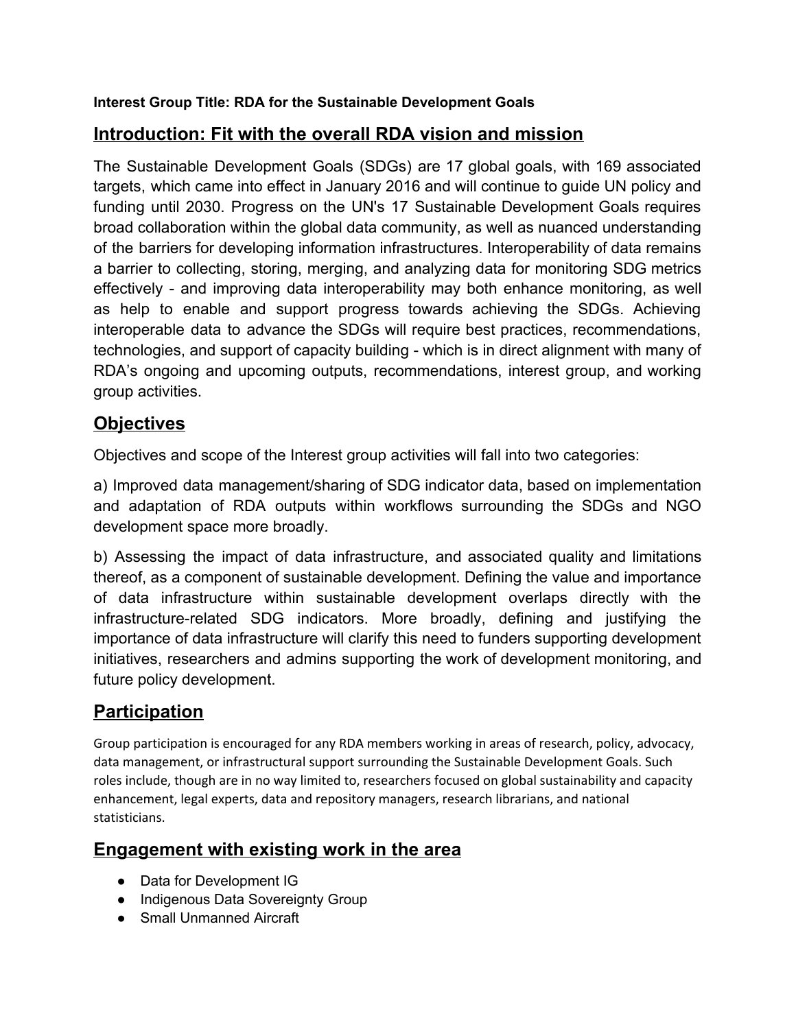**Interest Group Title: RDA for the Sustainable Development Goals**

## Introduction: Fit with the overall RDA vision and mission

The Sustainable Development Goals (SDGs) are 17 global goals, with 169 associated targets, which came into effect in January 2016 and will continue to guide UN policy and funding until 2030. Progress on the UN's 17 Sustainable Development Goals requires broad collaboration within the global data community, as well as nuanced understanding of the barriers for developing information infrastructures. Interoperability of data remains a barrier to collecting, storing, merging, and analyzing data for monitoring SDG metrics effectively - and improving data interoperability may both enhance monitoring, as well as help to enable and support progress towards achieving the SDGs. Achieving interoperable data to advance the SDGs will require best practices, recommendations, technologies, and support of capacity building - which is in direct alignment with many of RDA's ongoing and upcoming outputs, recommendations, interest group, and working group activities.

## Objectives

Objectives and scope of the Interest group activities will fall into two categories:

a) Improved data management/sharing of SDG indicator data, based on implementation and adaptation of RDA outputs within workflows surrounding the SDGs and NGO development space more broadly.

b) Assessing the impact of data infrastructure, and associated quality and limitations thereof, as a component of sustainable development. Defining the value and importance of data infrastructure within sustainable development overlaps directly with the infrastructure-related SDG indicators. More broadly, defining and justifying the importance of data infrastructure will clarify this need to funders supporting development initiatives, researchers and admins supporting the work of development monitoring, and future policy development.

## Participation

Group participation is encouraged for any RDA members working in areas of research, policy, advocacy, data management, or infrastructural support surrounding the Sustainable Development Goals. Such roles include, though are in no way limited to, researchers focused on global sustainability and capacity enhancement, legal experts, data and repository managers, research librarians, and national statisticians.

## Engagement with existing work in the area

- Data for Development IG
- Indigenous Data Sovereignty Group
- Small Unmanned Aircraft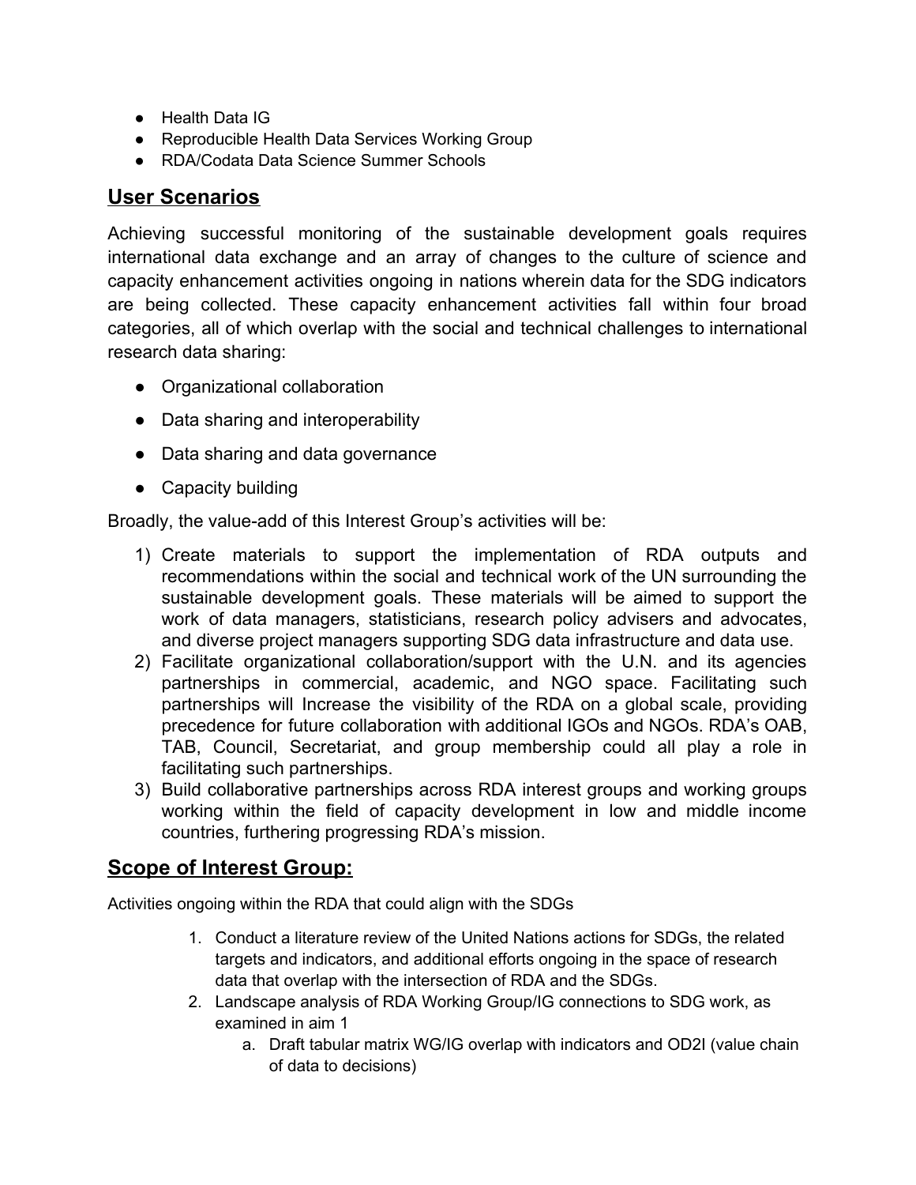- Health Data IG
- Reproducible Health Data Services Working Group
- RDA/Codata Data Science Summer Schools

## User Scenarios

Achieving successful monitoring of the sustainable development goals requires international data exchange and an array of changes to the culture of science and capacity enhancement activities ongoing in nations wherein data for the SDG indicators are being collected. These capacity enhancement activities fall within four broad categories, all of which overlap with the social and technical challenges to international research data sharing:

- Organizational collaboration
- Data sharing and interoperability
- Data sharing and data governance
- Capacity building

Broadly, the value-add of this Interest Group's activities will be:

1) Create materials to support the implementation of RDA outputs and recommendations within the social and technical work of the UN surrounding the sustainable development goals. These materials will be aimed to support the work of data managers, statisticians, research policy advisers and advocates, and diverse project managers supporting SDG data infrastructure and data use.
2) Facilitate organizational collaboration/support with the U.N. and its agencies partnerships in commercial, academic, and NGO space. Facilitating such partnerships will Increase the visibility of the RDA on a global scale, providing precedence for future collaboration with additional IGOs and NGOs. RDA's OAB, TAB, Council, Secretariat, and group membership could all play a role in facilitating such partnerships.
3) Build collaborative partnerships across RDA interest groups and working groups working within the field of capacity development in low and middle income countries, furthering progressing RDA's mission.

## Scope of Interest Group:

Activities ongoing within the RDA that could align with the SDGs

1. Conduct a literature review of the United Nations actions for SDGs, the related targets and indicators, and additional efforts ongoing in the space of research data that overlap with the intersection of RDA and the SDGs.
2. Landscape analysis of RDA Working Group/IG connections to SDG work, as examined in aim 1
   a. Draft tabular matrix WG/IG overlap with indicators and OD2I (value chain of data to decisions)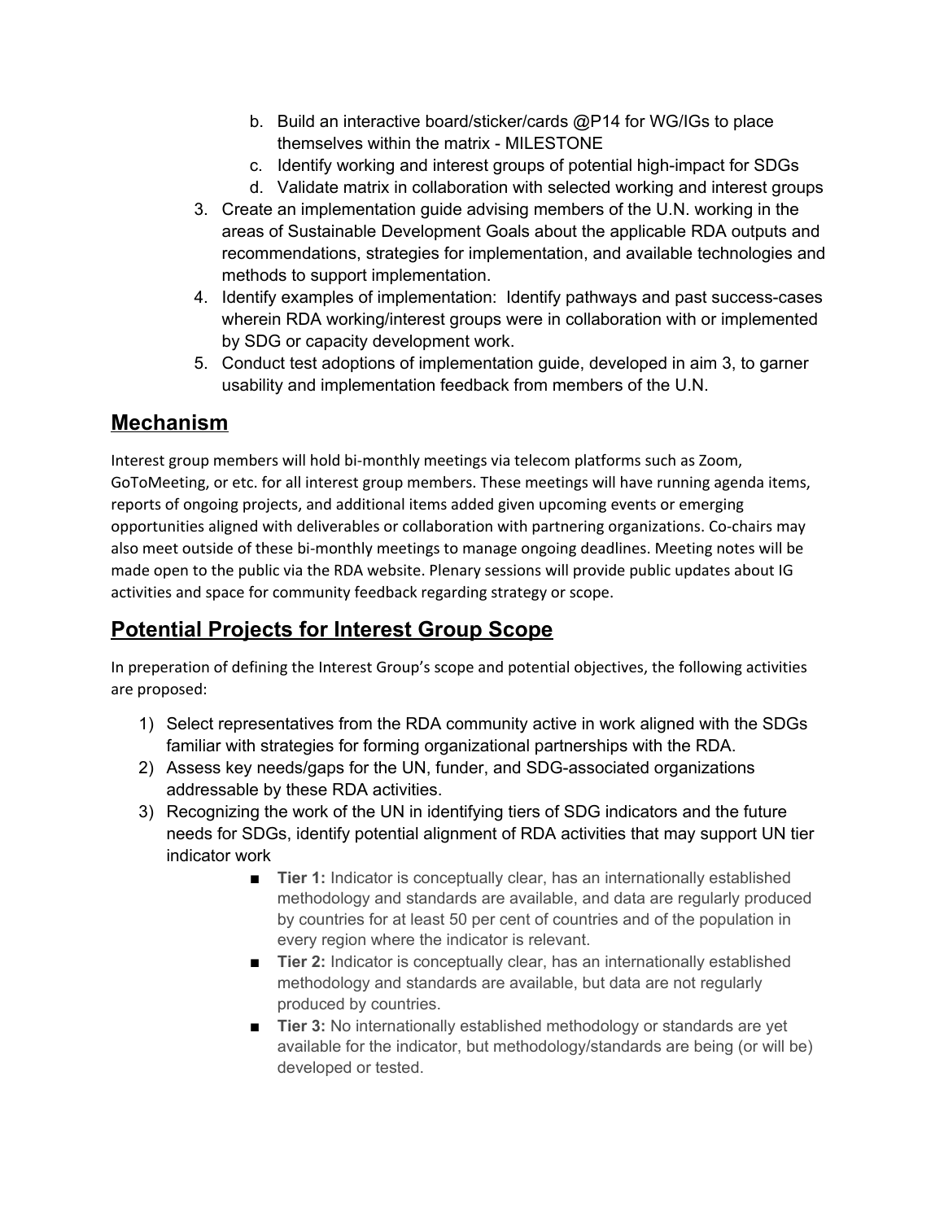b. Build an interactive board/sticker/cards @P14 for WG/IGs to place themselves within the matrix - MILESTONE
   c. Identify working and interest groups of potential high-impact for SDGs
   d. Validate matrix in collaboration with selected working and interest groups
3. Create an implementation guide advising members of the U.N. working in the areas of Sustainable Development Goals about the applicable RDA outputs and recommendations, strategies for implementation, and available technologies and methods to support implementation.
4. Identify examples of implementation: Identify pathways and past success-cases wherein RDA working/interest groups were in collaboration with or implemented by SDG or capacity development work.
5. Conduct test adoptions of implementation guide, developed in aim 3, to garner usability and implementation feedback from members of the U.N.

## Mechanism

Interest group members will hold bi-monthly meetings via telecom platforms such as Zoom, GoToMeeting, or etc. for all interest group members. These meetings will have running agenda items, reports of ongoing projects, and additional items added given upcoming events or emerging opportunities aligned with deliverables or collaboration with partnering organizations. Co-chairs may also meet outside of these bi-monthly meetings to manage ongoing deadlines. Meeting notes will be made open to the public via the RDA website. Plenary sessions will provide public updates about IG activities and space for community feedback regarding strategy or scope.

## Potential Projects for Interest Group Scope

In preperation of defining the Interest Group's scope and potential objectives, the following activities are proposed:

1) Select representatives from the RDA community active in work aligned with the SDGs familiar with strategies for forming organizational partnerships with the RDA.
2) Assess key needs/gaps for the UN, funder, and SDG-associated organizations addressable by these RDA activities.
3) Recognizing the work of the UN in identifying tiers of SDG indicators and the future needs for SDGs, identify potential alignment of RDA activities that may support UN tier indicator work
   - **Tier 1:** Indicator is conceptually clear, has an internationally established methodology and standards are available, and data are regularly produced by countries for at least 50 per cent of countries and of the population in every region where the indicator is relevant.
   - **Tier 2:** Indicator is conceptually clear, has an internationally established methodology and standards are available, but data are not regularly produced by countries.
   - **Tier 3:** No internationally established methodology or standards are yet available for the indicator, but methodology/standards are being (or will be) developed or tested.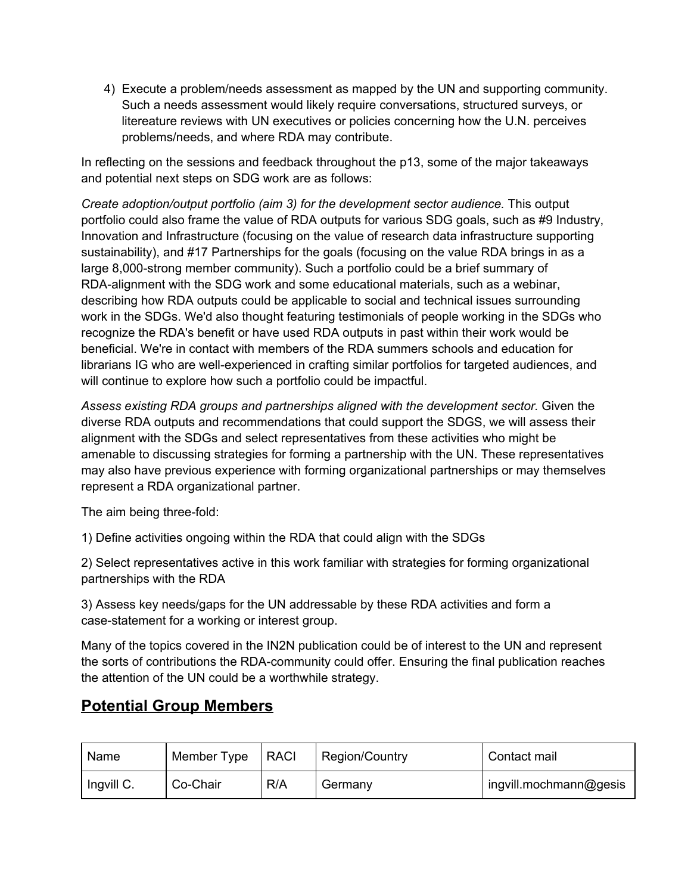4) Execute a problem/needs assessment as mapped by the UN and supporting community. Such a needs assessment would likely require conversations, structured surveys, or litereature reviews with UN executives or policies concerning how the U.N. perceives problems/needs, and where RDA may contribute.

In reflecting on the sessions and feedback throughout the p13, some of the major takeaways and potential next steps on SDG work are as follows:

*Create adoption/output portfolio (aim 3) for the development sector audience.* This output portfolio could also frame the value of RDA outputs for various SDG goals, such as #9 Industry, Innovation and Infrastructure (focusing on the value of research data infrastructure supporting sustainability), and #17 Partnerships for the goals (focusing on the value RDA brings in as a large 8,000-strong member community). Such a portfolio could be a brief summary of RDA-alignment with the SDG work and some educational materials, such as a webinar, describing how RDA outputs could be applicable to social and technical issues surrounding work in the SDGs. We'd also thought featuring testimonials of people working in the SDGs who recognize the RDA's benefit or have used RDA outputs in past within their work would be beneficial. We're in contact with members of the RDA summers schools and education for librarians IG who are well-experienced in crafting similar portfolios for targeted audiences, and will continue to explore how such a portfolio could be impactful.

*Assess existing RDA groups and partnerships aligned with the development sector.* Given the diverse RDA outputs and recommendations that could support the SDGS, we will assess their alignment with the SDGs and select representatives from these activities who might be amenable to discussing strategies for forming a partnership with the UN. These representatives may also have previous experience with forming organizational partnerships or may themselves represent a RDA organizational partner.

The aim being three-fold:

1) Define activities ongoing within the RDA that could align with the SDGs

2) Select representatives active in this work familiar with strategies for forming organizational partnerships with the RDA

3) Assess key needs/gaps for the UN addressable by these RDA activities and form a case-statement for a working or interest group.

Many of the topics covered in the IN2N publication could be of interest to the UN and represent the sorts of contributions the RDA-community could offer. Ensuring the final publication reaches the attention of the UN could be a worthwhile strategy.

## Potential Group Members

| Name | Member Type | RACI | Region/Country | Contact mail |
|---|---|---|---|---|
| Ingvill C. | Co-Chair | R/A | Germany | ingvill.mochmann@gesis |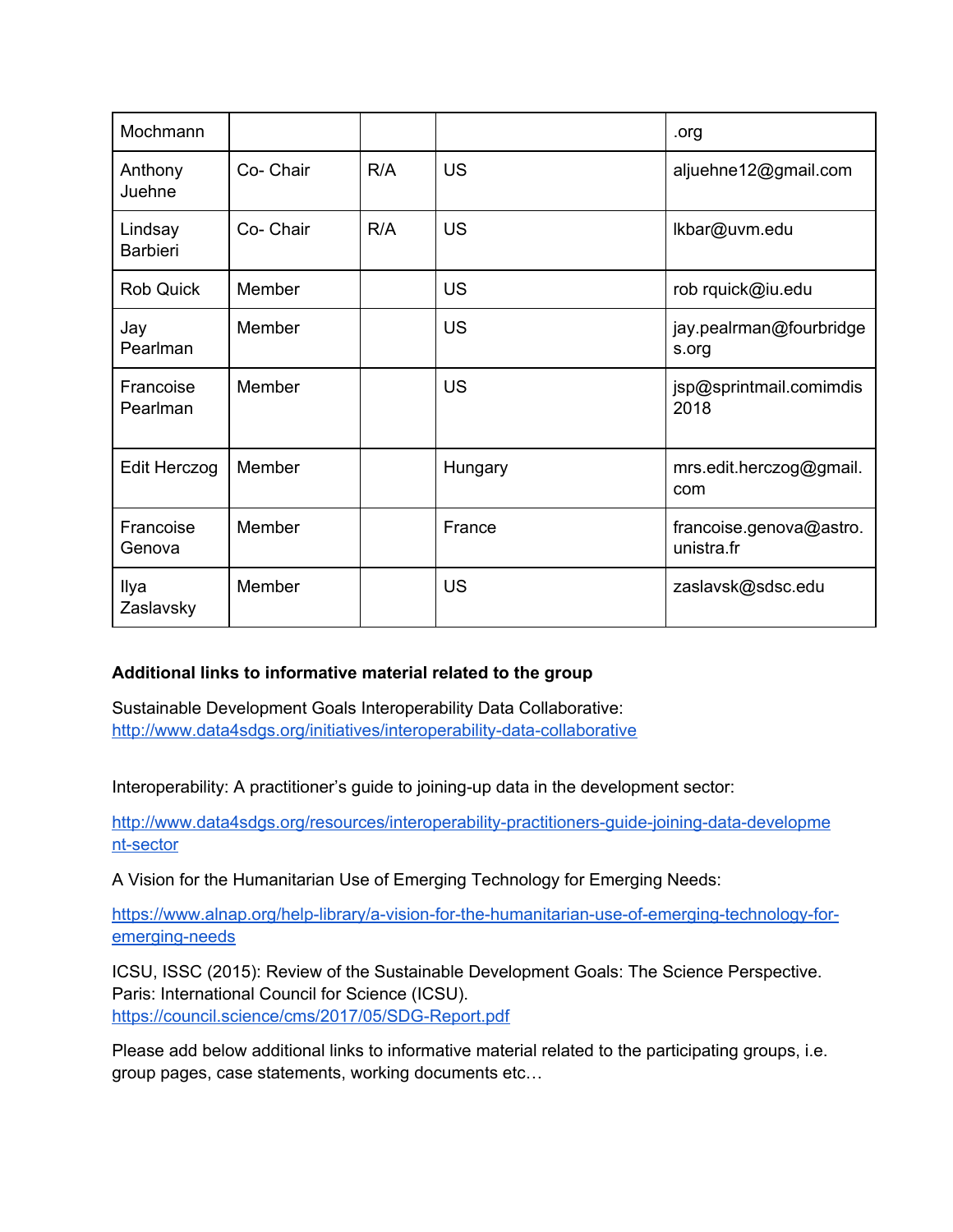| Mochmann | | | | .org |
|---|---|---|---|---|
| Anthony Juehne | Co- Chair | R/A | US | aljuehne12@gmail.com |
| Lindsay Barbieri | Co- Chair | R/A | US | lkbar@uvm.edu |
| Rob Quick | Member | | US | rob rquick@iu.edu |
| Jay Pearlman | Member | | US | jay.pealrman@fourbridges.org |
| Francoise Pearlman | Member | | US | jsp@sprintmail.comimdis 2018 |
| Edit Herczog | Member | | Hungary | mrs.edit.herczog@gmail.com |
| Francoise Genova | Member | | France | francoise.genova@astro.unistra.fr |
| Ilya Zaslavsky | Member | | US | zaslavsk@sdsc.edu |

**Additional links to informative material related to the group**

Sustainable Development Goals Interoperability Data Collaborative:
http://www.data4sdgs.org/initiatives/interoperability-data-collaborative

Interoperability: A practitioner's guide to joining-up data in the development sector:

http://www.data4sdgs.org/resources/interoperability-practitioners-guide-joining-data-development-sector

A Vision for the Humanitarian Use of Emerging Technology for Emerging Needs:

https://www.alnap.org/help-library/a-vision-for-the-humanitarian-use-of-emerging-technology-for-emerging-needs

ICSU, ISSC (2015): Review of the Sustainable Development Goals: The Science Perspective. Paris: International Council for Science (ICSU).
https://council.science/cms/2017/05/SDG-Report.pdf

Please add below additional links to informative material related to the participating groups, i.e. group pages, case statements, working documents etc…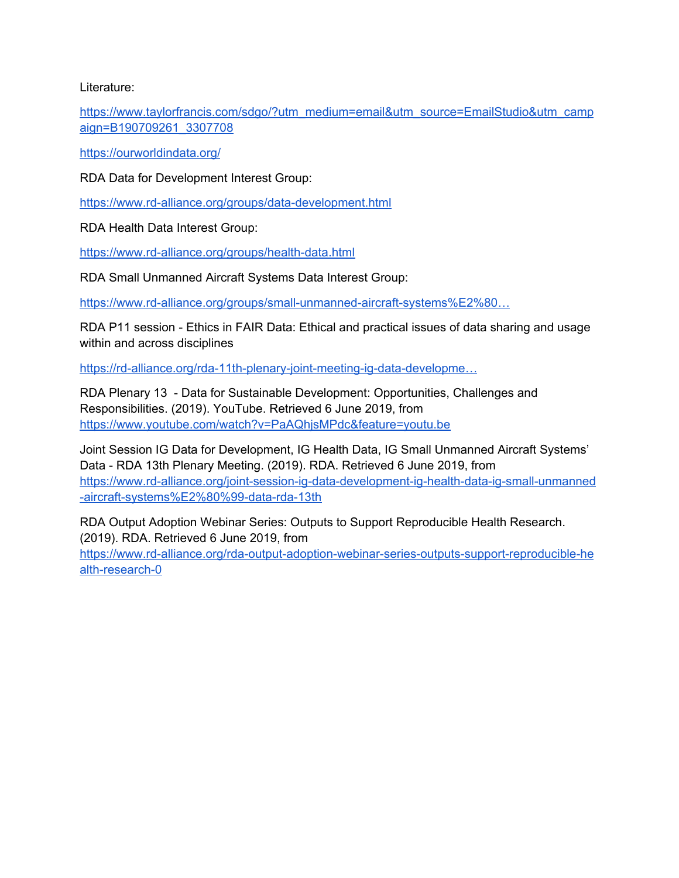Literature:

https://www.taylorfrancis.com/sdgo/?utm_medium=email&utm_source=EmailStudio&utm_campaign=B190709261_3307708

https://ourworldindata.org/

RDA Data for Development Interest Group:

https://www.rd-alliance.org/groups/data-development.html

RDA Health Data Interest Group:

https://www.rd-alliance.org/groups/health-data.html

RDA Small Unmanned Aircraft Systems Data Interest Group:

https://www.rd-alliance.org/groups/small-unmanned-aircraft-systems%E2%80…

RDA P11 session - Ethics in FAIR Data: Ethical and practical issues of data sharing and usage within and across disciplines

https://rd-alliance.org/rda-11th-plenary-joint-meeting-ig-data-developme…

RDA Plenary 13 - Data for Sustainable Development: Opportunities, Challenges and Responsibilities. (2019). YouTube. Retrieved 6 June 2019, from https://www.youtube.com/watch?v=PaAQhjsMPdc&feature=youtu.be

Joint Session IG Data for Development, IG Health Data, IG Small Unmanned Aircraft Systems' Data - RDA 13th Plenary Meeting. (2019). RDA. Retrieved 6 June 2019, from https://www.rd-alliance.org/joint-session-ig-data-development-ig-health-data-ig-small-unmanned-aircraft-systems%E2%80%99-data-rda-13th

RDA Output Adoption Webinar Series: Outputs to Support Reproducible Health Research. (2019). RDA. Retrieved 6 June 2019, from https://www.rd-alliance.org/rda-output-adoption-webinar-series-outputs-support-reproducible-health-research-0